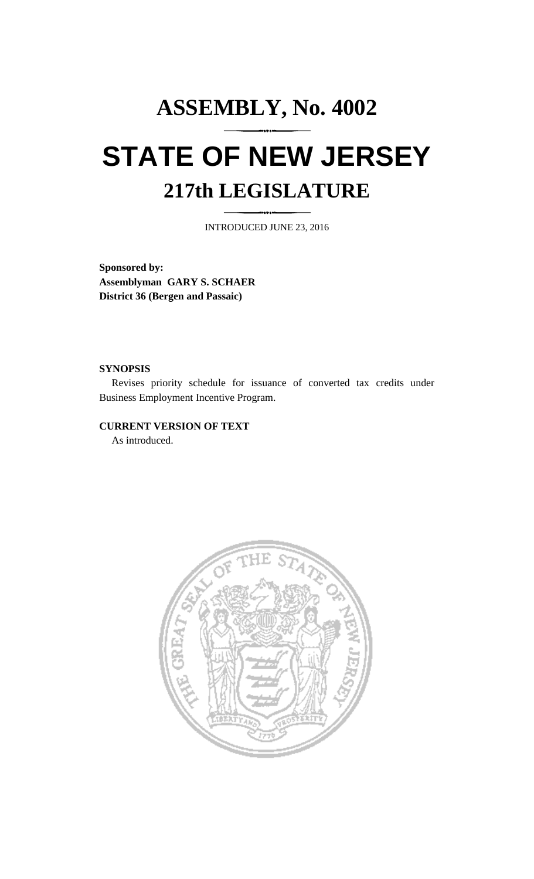# ASSEMBLY, No. 4002

# STATE OF NEW JERSEY

## 217th LEGISLATURE

INTRODUCED JUNE 23, 2016

**Sponsored by:**
**Assemblyman GARY S. SCHAER**
**District 36 (Bergen and Passaic)**

**SYNOPSIS**

Revises priority schedule for issuance of converted tax credits under Business Employment Incentive Program.

**CURRENT VERSION OF TEXT**

As introduced.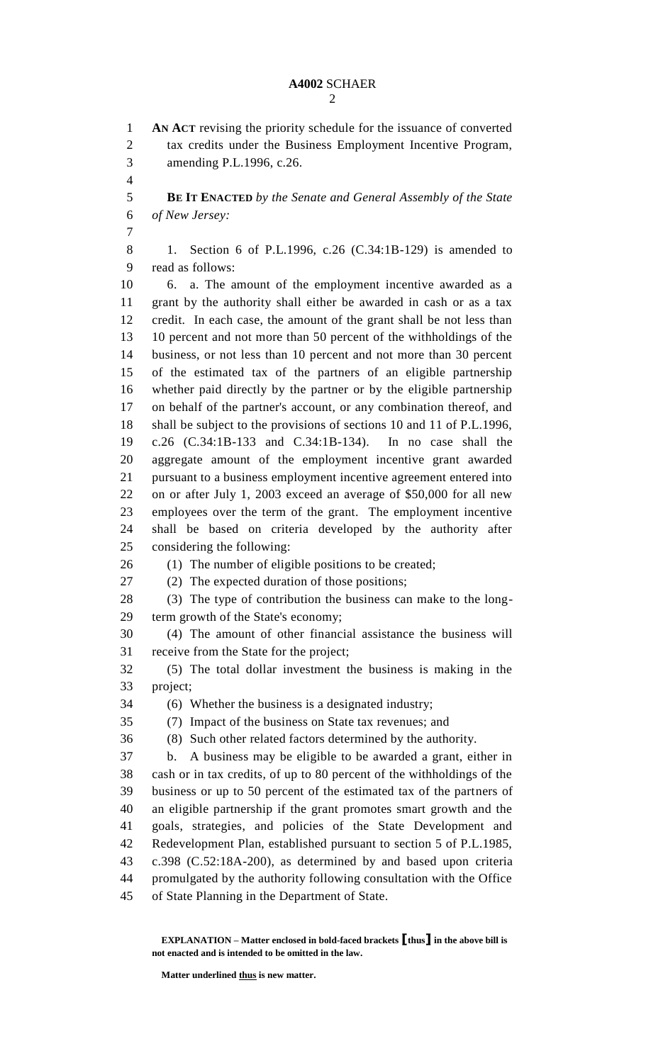**AN ACT** revising the priority schedule for the issuance of converted tax credits under the Business Employment Incentive Program, amending P.L.1996, c.26.

**BE IT ENACTED** *by the Senate and General Assembly of the State of New Jersey:*

1. Section 6 of P.L.1996, c.26 (C.34:1B-129) is amended to read as follows:

6. a. The amount of the employment incentive awarded as a grant by the authority shall either be awarded in cash or as a tax credit. In each case, the amount of the grant shall be not less than 10 percent and not more than 50 percent of the withholdings of the business, or not less than 10 percent and not more than 30 percent of the estimated tax of the partners of an eligible partnership whether paid directly by the partner or by the eligible partnership on behalf of the partner's account, or any combination thereof, and shall be subject to the provisions of sections 10 and 11 of P.L.1996, c.26 (C.34:1B-133 and C.34:1B-134). In no case shall the aggregate amount of the employment incentive grant awarded pursuant to a business employment incentive agreement entered into on or after July 1, 2003 exceed an average of $50,000 for all new employees over the term of the grant. The employment incentive shall be based on criteria developed by the authority after considering the following:

(1) The number of eligible positions to be created;

(2) The expected duration of those positions;

(3) The type of contribution the business can make to the long-term growth of the State's economy;

(4) The amount of other financial assistance the business will receive from the State for the project;

(5) The total dollar investment the business is making in the project;

(6) Whether the business is a designated industry;

(7) Impact of the business on State tax revenues; and

(8) Such other related factors determined by the authority.

b. A business may be eligible to be awarded a grant, either in cash or in tax credits, of up to 80 percent of the withholdings of the business or up to 50 percent of the estimated tax of the partners of an eligible partnership if the grant promotes smart growth and the goals, strategies, and policies of the State Development and Redevelopment Plan, established pursuant to section 5 of P.L.1985, c.398 (C.52:18A-200), as determined by and based upon criteria promulgated by the authority following consultation with the Office of State Planning in the Department of State.

**EXPLANATION – Matter enclosed in bold-faced brackets [thus] in the above bill is not enacted and is intended to be omitted in the law.**

**Matter underlined thus is new matter.**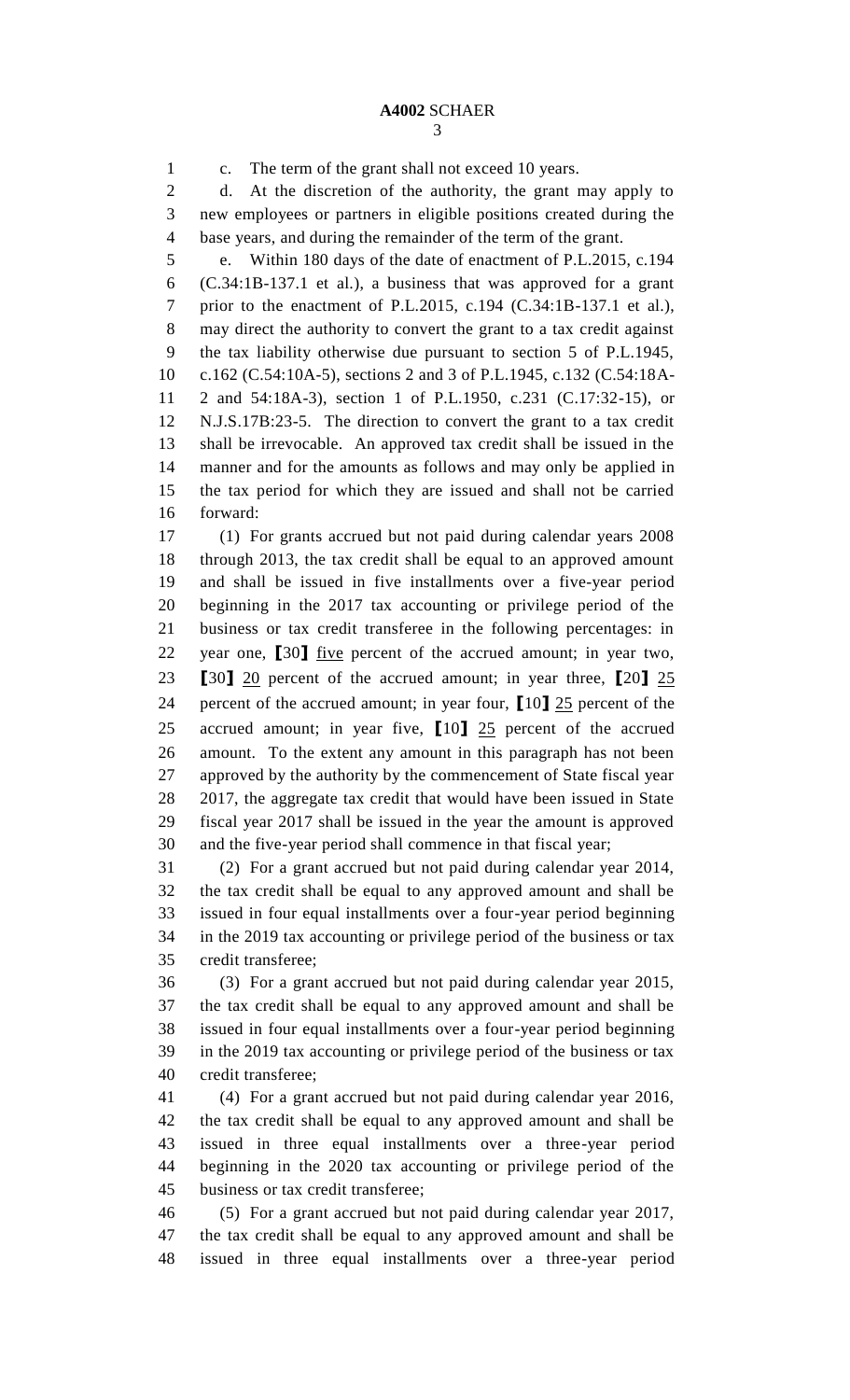c. The term of the grant shall not exceed 10 years.

d. At the discretion of the authority, the grant may apply to new employees or partners in eligible positions created during the base years, and during the remainder of the term of the grant.

e. Within 180 days of the date of enactment of P.L.2015, c.194 (C.34:1B-137.1 et al.), a business that was approved for a grant prior to the enactment of P.L.2015, c.194 (C.34:1B-137.1 et al.), may direct the authority to convert the grant to a tax credit against the tax liability otherwise due pursuant to section 5 of P.L.1945, c.162 (C.54:10A-5), sections 2 and 3 of P.L.1945, c.132 (C.54:18A-2 and 54:18A-3), section 1 of P.L.1950, c.231 (C.17:32-15), or N.J.S.17B:23-5. The direction to convert the grant to a tax credit shall be irrevocable. An approved tax credit shall be issued in the manner and for the amounts as follows and may only be applied in the tax period for which they are issued and shall not be carried forward:

(1) For grants accrued but not paid during calendar years 2008 through 2013, the tax credit shall be equal to an approved amount and shall be issued in five installments over a five-year period beginning in the 2017 tax accounting or privilege period of the business or tax credit transferee in the following percentages: in year one, [30] <u>five</u> percent of the accrued amount; in year two, [30] <u>20</u> percent of the accrued amount; in year three, [20] <u>25</u> percent of the accrued amount; in year four, [10] <u>25</u> percent of the accrued amount; in year five, [10] <u>25</u> percent of the accrued amount. To the extent any amount in this paragraph has not been approved by the authority by the commencement of State fiscal year 2017, the aggregate tax credit that would have been issued in State fiscal year 2017 shall be issued in the year the amount is approved and the five-year period shall commence in that fiscal year;

(2) For a grant accrued but not paid during calendar year 2014, the tax credit shall be equal to any approved amount and shall be issued in four equal installments over a four-year period beginning in the 2019 tax accounting or privilege period of the business or tax credit transferee;

(3) For a grant accrued but not paid during calendar year 2015, the tax credit shall be equal to any approved amount and shall be issued in four equal installments over a four-year period beginning in the 2019 tax accounting or privilege period of the business or tax credit transferee;

(4) For a grant accrued but not paid during calendar year 2016, the tax credit shall be equal to any approved amount and shall be issued in three equal installments over a three-year period beginning in the 2020 tax accounting or privilege period of the business or tax credit transferee;

(5) For a grant accrued but not paid during calendar year 2017, the tax credit shall be equal to any approved amount and shall be issued in three equal installments over a three-year period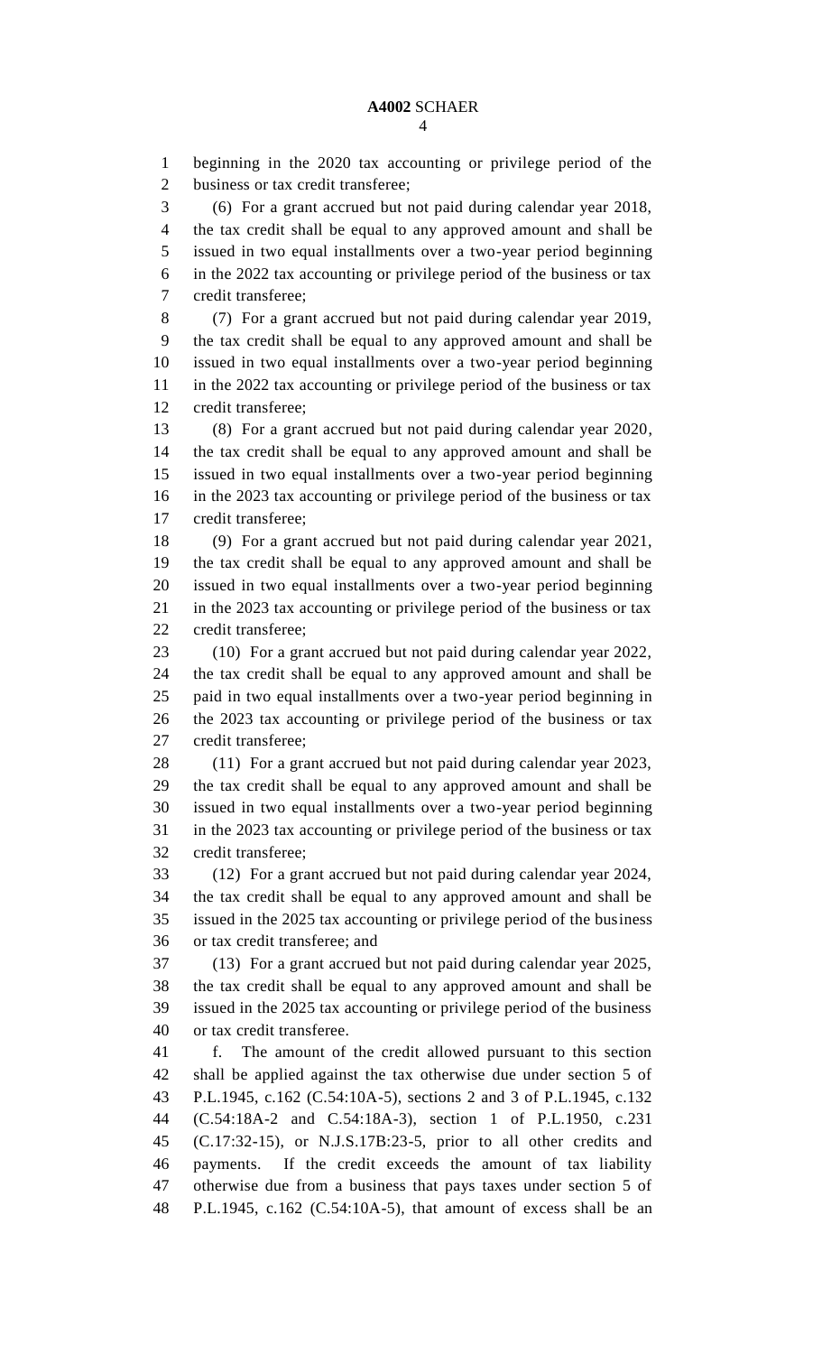beginning in the 2020 tax accounting or privilege period of the business or tax credit transferee;

(6) For a grant accrued but not paid during calendar year 2018, the tax credit shall be equal to any approved amount and shall be issued in two equal installments over a two-year period beginning in the 2022 tax accounting or privilege period of the business or tax credit transferee;

(7) For a grant accrued but not paid during calendar year 2019, the tax credit shall be equal to any approved amount and shall be issued in two equal installments over a two-year period beginning in the 2022 tax accounting or privilege period of the business or tax credit transferee;

(8) For a grant accrued but not paid during calendar year 2020, the tax credit shall be equal to any approved amount and shall be issued in two equal installments over a two-year period beginning in the 2023 tax accounting or privilege period of the business or tax credit transferee;

(9) For a grant accrued but not paid during calendar year 2021, the tax credit shall be equal to any approved amount and shall be issued in two equal installments over a two-year period beginning in the 2023 tax accounting or privilege period of the business or tax credit transferee;

(10) For a grant accrued but not paid during calendar year 2022, the tax credit shall be equal to any approved amount and shall be paid in two equal installments over a two-year period beginning in the 2023 tax accounting or privilege period of the business or tax credit transferee;

(11) For a grant accrued but not paid during calendar year 2023, the tax credit shall be equal to any approved amount and shall be issued in two equal installments over a two-year period beginning in the 2023 tax accounting or privilege period of the business or tax credit transferee;

(12) For a grant accrued but not paid during calendar year 2024, the tax credit shall be equal to any approved amount and shall be issued in the 2025 tax accounting or privilege period of the business or tax credit transferee; and

(13) For a grant accrued but not paid during calendar year 2025, the tax credit shall be equal to any approved amount and shall be issued in the 2025 tax accounting or privilege period of the business or tax credit transferee.

f. The amount of the credit allowed pursuant to this section shall be applied against the tax otherwise due under section 5 of P.L.1945, c.162 (C.54:10A-5), sections 2 and 3 of P.L.1945, c.132 (C.54:18A-2 and C.54:18A-3), section 1 of P.L.1950, c.231 (C.17:32-15), or N.J.S.17B:23-5, prior to all other credits and payments. If the credit exceeds the amount of tax liability otherwise due from a business that pays taxes under section 5 of P.L.1945, c.162 (C.54:10A-5), that amount of excess shall be an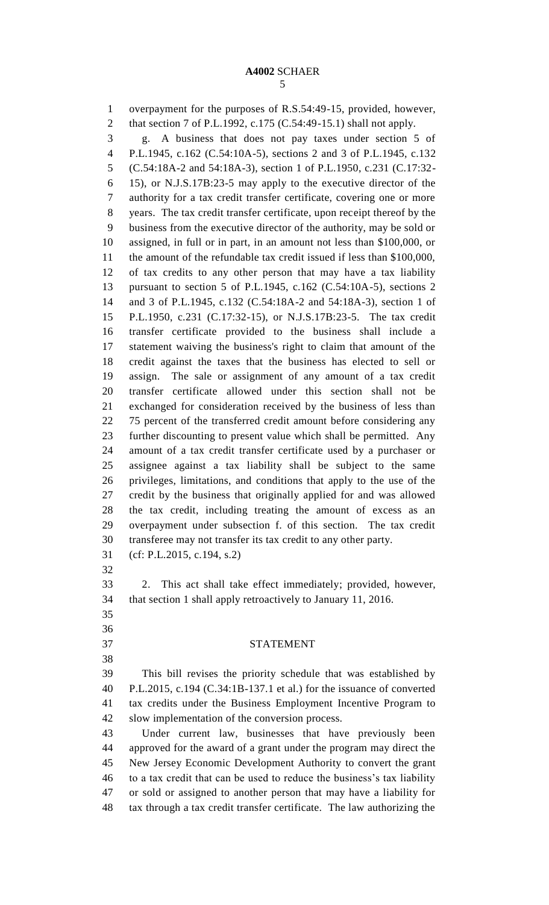overpayment for the purposes of R.S.54:49-15, provided, however, that section 7 of P.L.1992, c.175 (C.54:49-15.1) shall not apply.

g. A business that does not pay taxes under section 5 of P.L.1945, c.162 (C.54:10A-5), sections 2 and 3 of P.L.1945, c.132 (C.54:18A-2 and 54:18A-3), section 1 of P.L.1950, c.231 (C.17:32-15), or N.J.S.17B:23-5 may apply to the executive director of the authority for a tax credit transfer certificate, covering one or more years. The tax credit transfer certificate, upon receipt thereof by the business from the executive director of the authority, may be sold or assigned, in full or in part, in an amount not less than $100,000, or the amount of the refundable tax credit issued if less than $100,000, of tax credits to any other person that may have a tax liability pursuant to section 5 of P.L.1945, c.162 (C.54:10A-5), sections 2 and 3 of P.L.1945, c.132 (C.54:18A-2 and 54:18A-3), section 1 of P.L.1950, c.231 (C.17:32-15), or N.J.S.17B:23-5. The tax credit transfer certificate provided to the business shall include a statement waiving the business's right to claim that amount of the credit against the taxes that the business has elected to sell or assign. The sale or assignment of any amount of a tax credit transfer certificate allowed under this section shall not be exchanged for consideration received by the business of less than 75 percent of the transferred credit amount before considering any further discounting to present value which shall be permitted. Any amount of a tax credit transfer certificate used by a purchaser or assignee against a tax liability shall be subject to the same privileges, limitations, and conditions that apply to the use of the credit by the business that originally applied for and was allowed the tax credit, including treating the amount of excess as an overpayment under subsection f. of this section. The tax credit transferee may not transfer its tax credit to any other party.

(cf: P.L.2015, c.194, s.2)

2. This act shall take effect immediately; provided, however, that section 1 shall apply retroactively to January 11, 2016.

## STATEMENT

This bill revises the priority schedule that was established by P.L.2015, c.194 (C.34:1B-137.1 et al.) for the issuance of converted tax credits under the Business Employment Incentive Program to slow implementation of the conversion process.

Under current law, businesses that have previously been approved for the award of a grant under the program may direct the New Jersey Economic Development Authority to convert the grant to a tax credit that can be used to reduce the business's tax liability or sold or assigned to another person that may have a liability for tax through a tax credit transfer certificate. The law authorizing the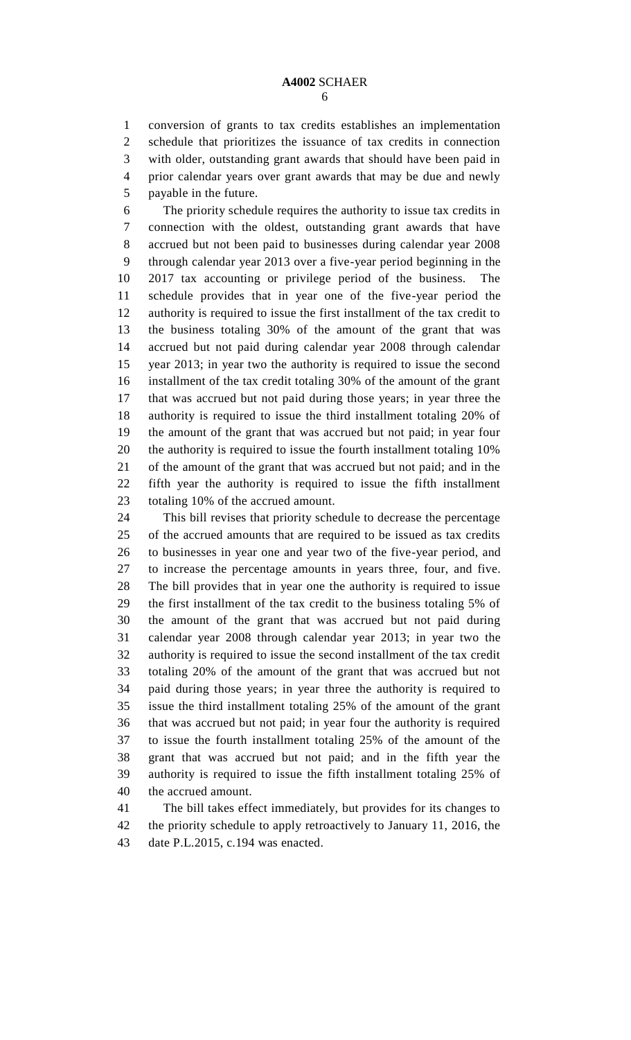conversion of grants to tax credits establishes an implementation schedule that prioritizes the issuance of tax credits in connection with older, outstanding grant awards that should have been paid in prior calendar years over grant awards that may be due and newly payable in the future.

The priority schedule requires the authority to issue tax credits in connection with the oldest, outstanding grant awards that have accrued but not been paid to businesses during calendar year 2008 through calendar year 2013 over a five-year period beginning in the 2017 tax accounting or privilege period of the business. The schedule provides that in year one of the five-year period the authority is required to issue the first installment of the tax credit to the business totaling 30% of the amount of the grant that was accrued but not paid during calendar year 2008 through calendar year 2013; in year two the authority is required to issue the second installment of the tax credit totaling 30% of the amount of the grant that was accrued but not paid during those years; in year three the authority is required to issue the third installment totaling 20% of the amount of the grant that was accrued but not paid; in year four the authority is required to issue the fourth installment totaling 10% of the amount of the grant that was accrued but not paid; and in the fifth year the authority is required to issue the fifth installment totaling 10% of the accrued amount.

This bill revises that priority schedule to decrease the percentage of the accrued amounts that are required to be issued as tax credits to businesses in year one and year two of the five-year period, and to increase the percentage amounts in years three, four, and five. The bill provides that in year one the authority is required to issue the first installment of the tax credit to the business totaling 5% of the amount of the grant that was accrued but not paid during calendar year 2008 through calendar year 2013; in year two the authority is required to issue the second installment of the tax credit totaling 20% of the amount of the grant that was accrued but not paid during those years; in year three the authority is required to issue the third installment totaling 25% of the amount of the grant that was accrued but not paid; in year four the authority is required to issue the fourth installment totaling 25% of the amount of the grant that was accrued but not paid; and in the fifth year the authority is required to issue the fifth installment totaling 25% of the accrued amount.

The bill takes effect immediately, but provides for its changes to the priority schedule to apply retroactively to January 11, 2016, the date P.L.2015, c.194 was enacted.